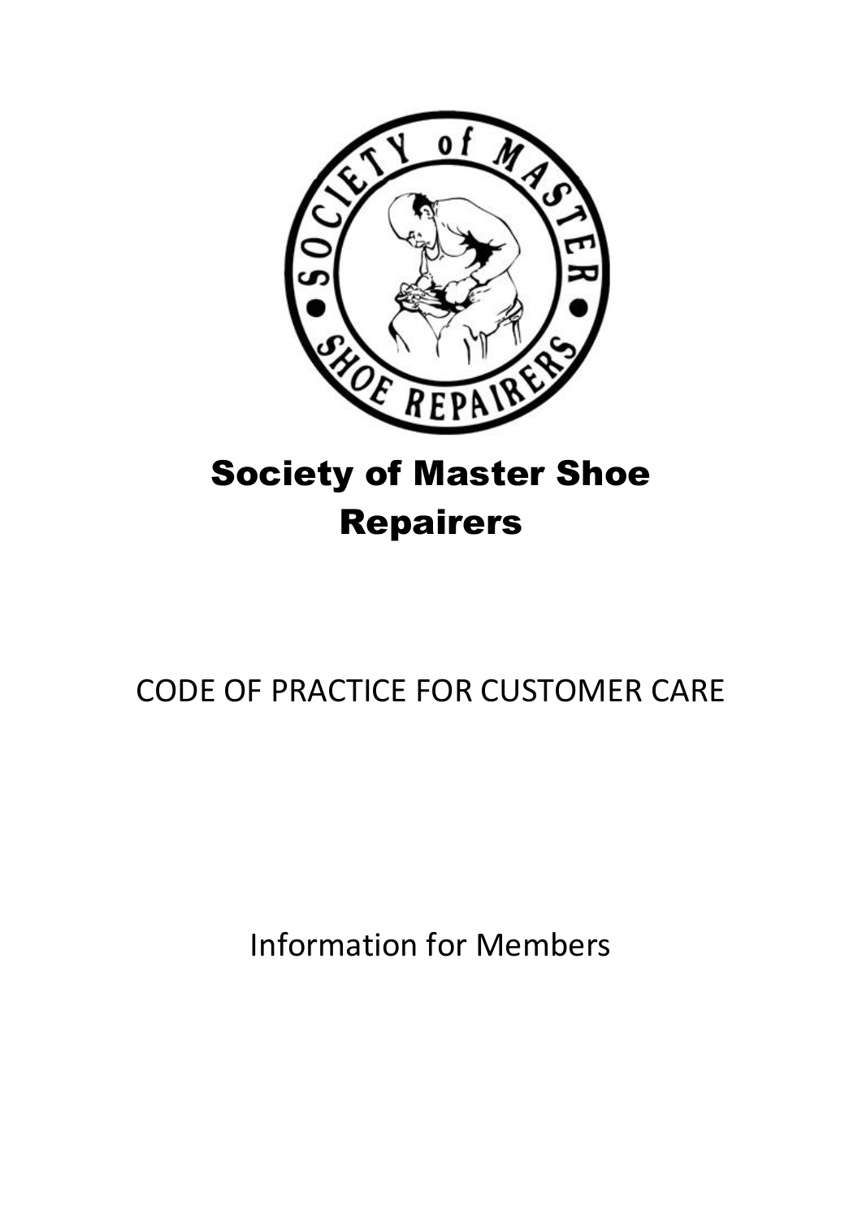# Society of Master Shoe Repairers

## CODE OF PRACTICE FOR CUSTOMER CARE

Information for Members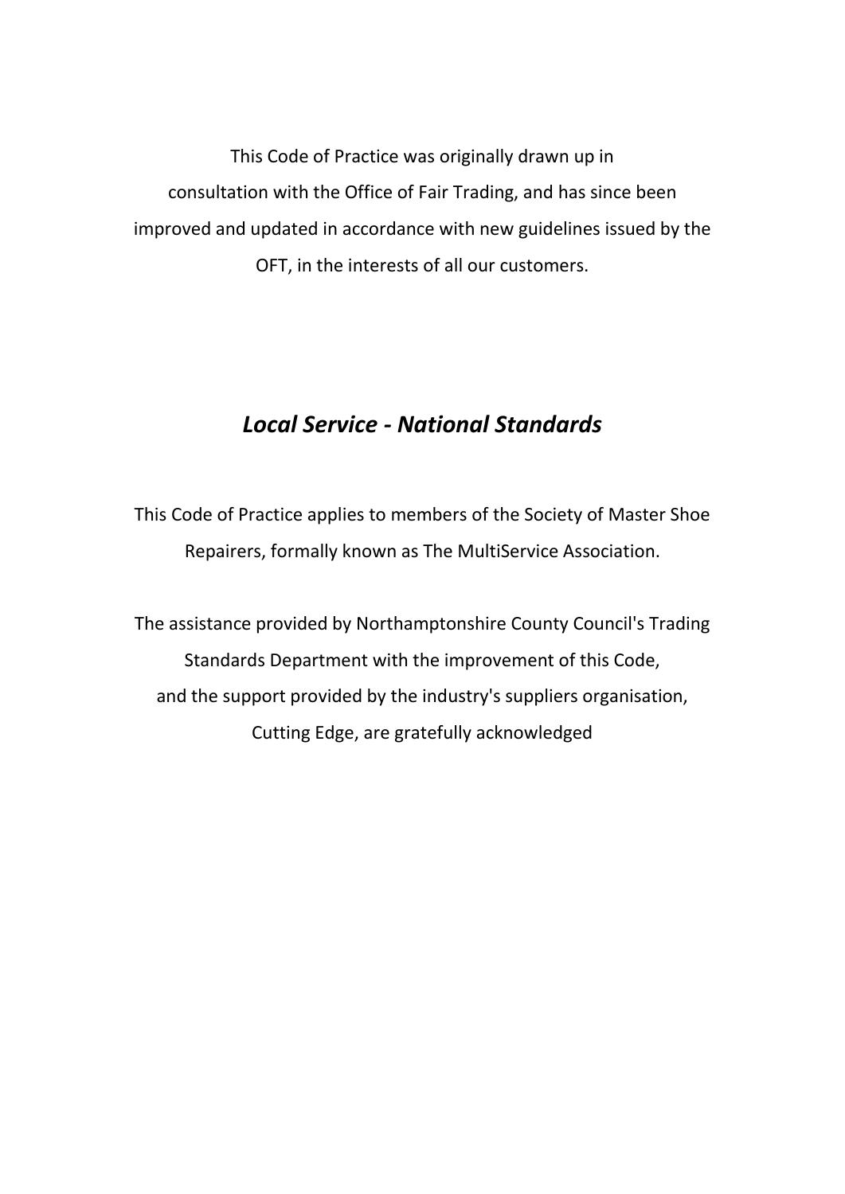This Code of Practice was originally drawn up in consultation with the Office of Fair Trading, and has since been improved and updated in accordance with new guidelines issued by the OFT, in the interests of all our customers.

## *Local Service - National Standards*

This Code of Practice applies to members of the Society of Master Shoe Repairers, formally known as The MultiService Association.

The assistance provided by Northamptonshire County Council's Trading Standards Department with the improvement of this Code, and the support provided by the industry's suppliers organisation, Cutting Edge, are gratefully acknowledged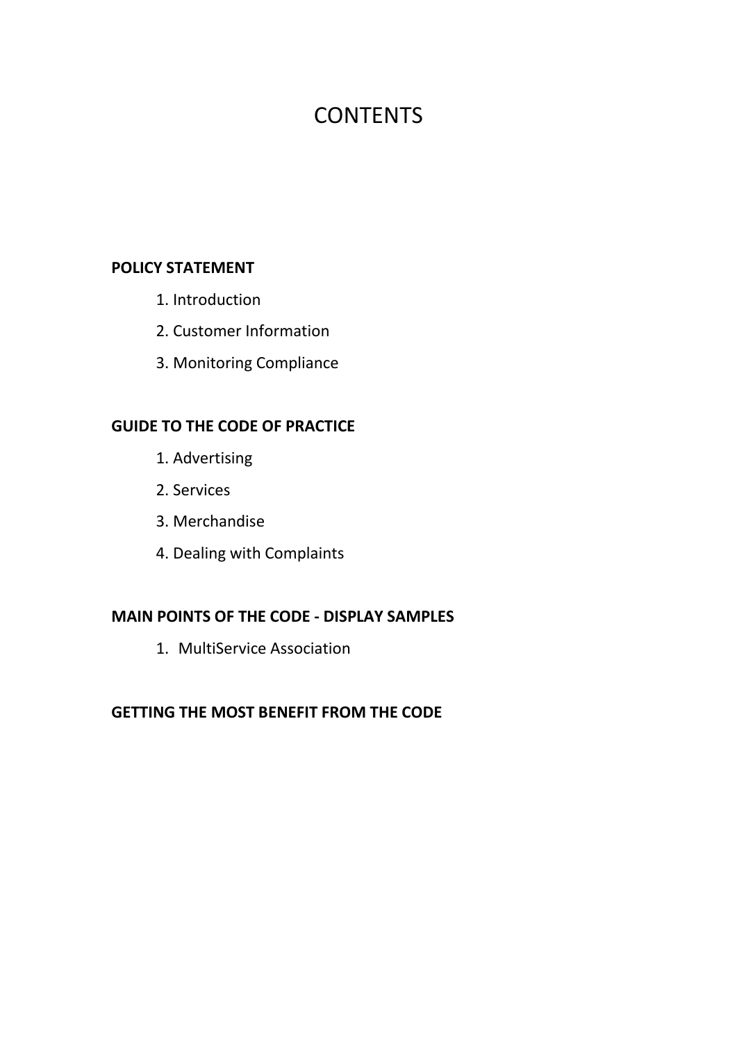# CONTENTS

**POLICY STATEMENT**

1. Introduction
2. Customer Information
3. Monitoring Compliance

**GUIDE TO THE CODE OF PRACTICE**

1. Advertising
2. Services
3. Merchandise
4. Dealing with Complaints

**MAIN POINTS OF THE CODE - DISPLAY SAMPLES**

1. MultiService Association

**GETTING THE MOST BENEFIT FROM THE CODE**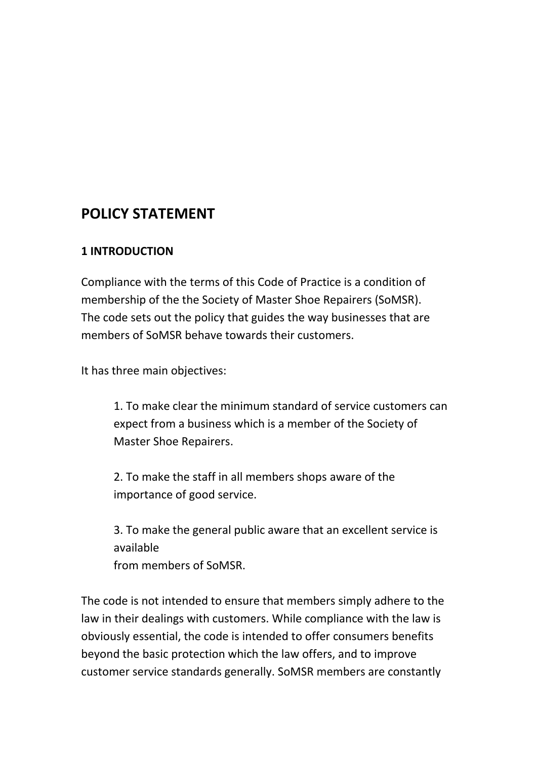## POLICY STATEMENT

### 1 INTRODUCTION

Compliance with the terms of this Code of Practice is a condition of membership of the the Society of Master Shoe Repairers (SoMSR). The code sets out the policy that guides the way businesses that are members of SoMSR behave towards their customers.

It has three main objectives:

1. To make clear the minimum standard of service customers can expect from a business which is a member of the Society of Master Shoe Repairers.

2. To make the staff in all members shops aware of the importance of good service.

3. To make the general public aware that an excellent service is available from members of SoMSR.

The code is not intended to ensure that members simply adhere to the law in their dealings with customers. While compliance with the law is obviously essential, the code is intended to offer consumers benefits beyond the basic protection which the law offers, and to improve customer service standards generally. SoMSR members are constantly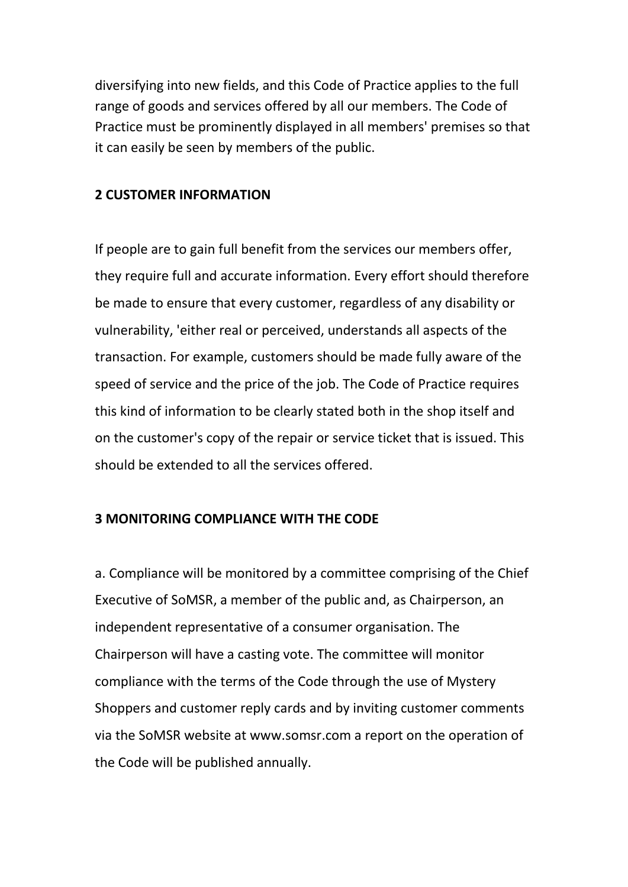diversifying into new fields, and this Code of Practice applies to the full range of goods and services offered by all our members. The Code of Practice must be prominently displayed in all members' premises so that it can easily be seen by members of the public.

## 2 CUSTOMER INFORMATION

If people are to gain full benefit from the services our members offer, they require full and accurate information. Every effort should therefore be made to ensure that every customer, regardless of any disability or vulnerability, 'either real or perceived, understands all aspects of the transaction. For example, customers should be made fully aware of the speed of service and the price of the job. The Code of Practice requires this kind of information to be clearly stated both in the shop itself and on the customer's copy of the repair or service ticket that is issued. This should be extended to all the services offered.

## 3 MONITORING COMPLIANCE WITH THE CODE

a. Compliance will be monitored by a committee comprising of the Chief Executive of SoMSR, a member of the public and, as Chairperson, an independent representative of a consumer organisation. The Chairperson will have a casting vote. The committee will monitor compliance with the terms of the Code through the use of Mystery Shoppers and customer reply cards and by inviting customer comments via the SoMSR website at www.somsr.com a report on the operation of the Code will be published annually.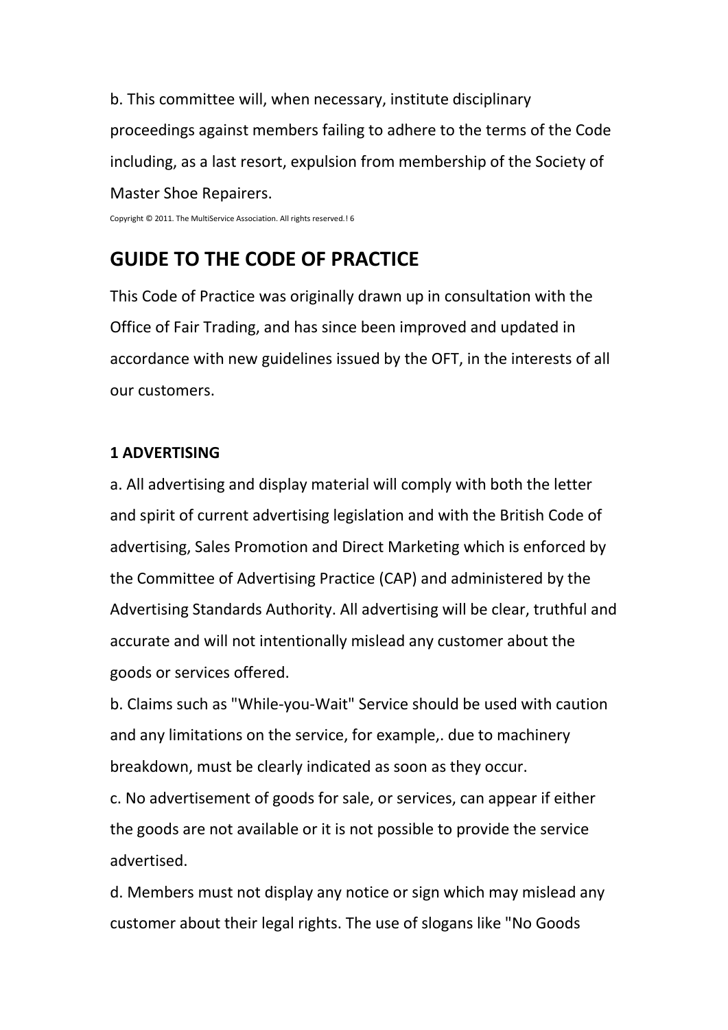b. This committee will, when necessary, institute disciplinary proceedings against members failing to adhere to the terms of the Code including, as a last resort, expulsion from membership of the Society of Master Shoe Repairers.

## GUIDE TO THE CODE OF PRACTICE

This Code of Practice was originally drawn up in consultation with the Office of Fair Trading, and has since been improved and updated in accordance with new guidelines issued by the OFT, in the interests of all our customers.

**1 ADVERTISING**

a. All advertising and display material will comply with both the letter and spirit of current advertising legislation and with the British Code of advertising, Sales Promotion and Direct Marketing which is enforced by the Committee of Advertising Practice (CAP) and administered by the Advertising Standards Authority. All advertising will be clear, truthful and accurate and will not intentionally mislead any customer about the goods or services offered.

b. Claims such as "While-you-Wait" Service should be used with caution and any limitations on the service, for example,. due to machinery breakdown, must be clearly indicated as soon as they occur.

c. No advertisement of goods for sale, or services, can appear if either the goods are not available or it is not possible to provide the service advertised.

d. Members must not display any notice or sign which may mislead any customer about their legal rights. The use of slogans like "No Goods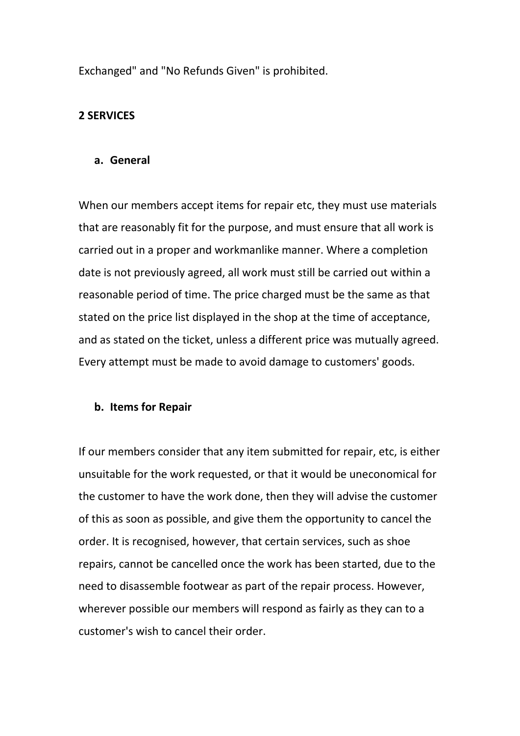Exchanged" and "No Refunds Given" is prohibited.

## 2 SERVICES

### a. General

When our members accept items for repair etc, they must use materials that are reasonably fit for the purpose, and must ensure that all work is carried out in a proper and workmanlike manner. Where a completion date is not previously agreed, all work must still be carried out within a reasonable period of time. The price charged must be the same as that stated on the price list displayed in the shop at the time of acceptance, and as stated on the ticket, unless a different price was mutually agreed. Every attempt must be made to avoid damage to customers' goods.

### b. Items for Repair

If our members consider that any item submitted for repair, etc, is either unsuitable for the work requested, or that it would be uneconomical for the customer to have the work done, then they will advise the customer of this as soon as possible, and give them the opportunity to cancel the order. It is recognised, however, that certain services, such as shoe repairs, cannot be cancelled once the work has been started, due to the need to disassemble footwear as part of the repair process. However, wherever possible our members will respond as fairly as they can to a customer's wish to cancel their order.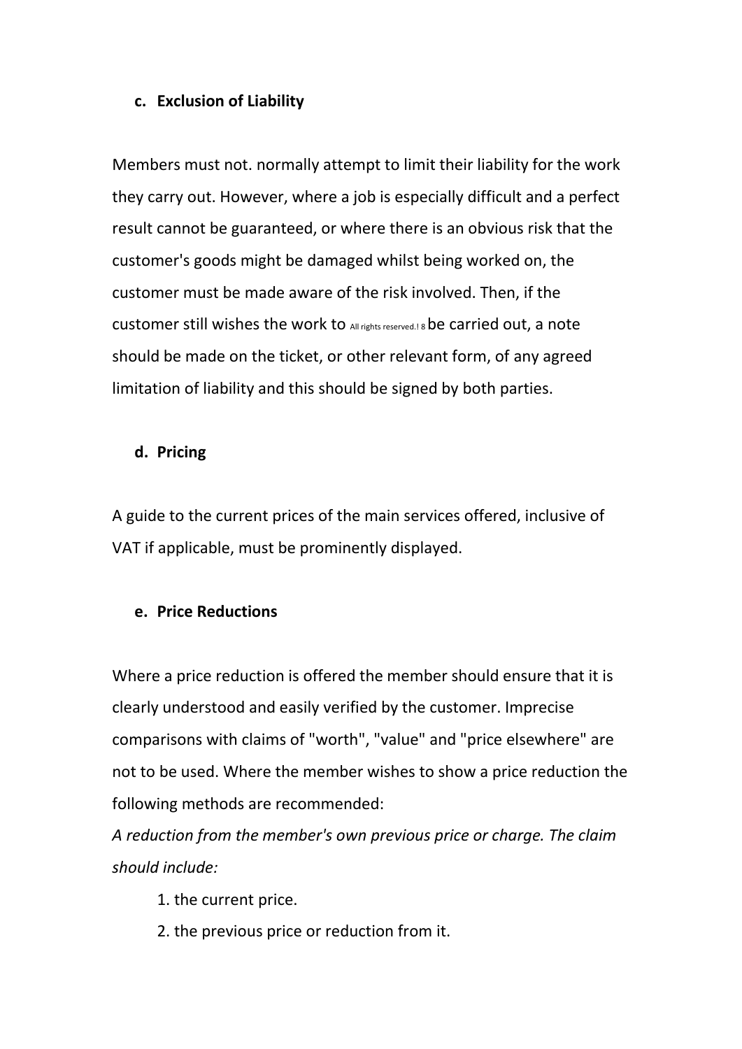## c. Exclusion of Liability

Members must not. normally attempt to limit their liability for the work they carry out. However, where a job is especially difficult and a perfect result cannot be guaranteed, or where there is an obvious risk that the customer's goods might be damaged whilst being worked on, the customer must be made aware of the risk involved. Then, if the customer still wishes the work to be carried out, a note should be made on the ticket, or other relevant form, of any agreed limitation of liability and this should be signed by both parties.

## d. Pricing

A guide to the current prices of the main services offered, inclusive of VAT if applicable, must be prominently displayed.

## e. Price Reductions

Where a price reduction is offered the member should ensure that it is clearly understood and easily verified by the customer. Imprecise comparisons with claims of "worth", "value" and "price elsewhere" are not to be used. Where the member wishes to show a price reduction the following methods are recommended:

*A reduction from the member's own previous price or charge. The claim should include:*

1. the current price.
2. the previous price or reduction from it.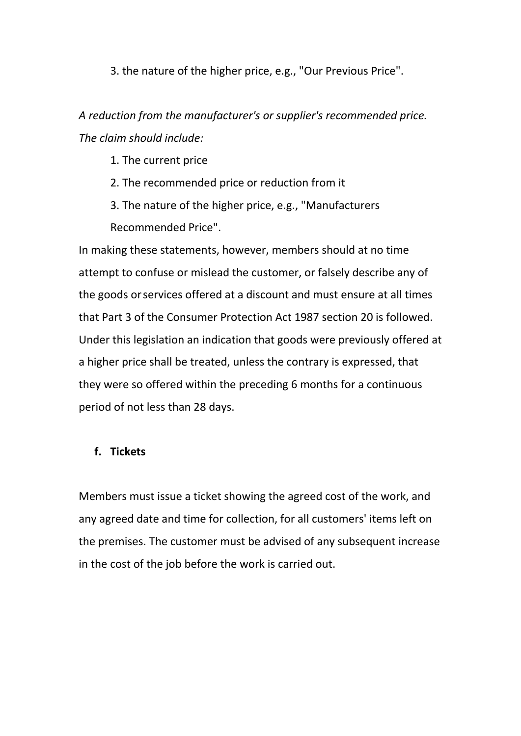3. the nature of the higher price, e.g., "Our Previous Price".

*A reduction from the manufacturer's or supplier's recommended price. The claim should include:*

1. The current price
2. The recommended price or reduction from it
3. The nature of the higher price, e.g., "Manufacturers Recommended Price".

In making these statements, however, members should at no time attempt to confuse or mislead the customer, or falsely describe any of the goods or services offered at a discount and must ensure at all times that Part 3 of the Consumer Protection Act 1987 section 20 is followed. Under this legislation an indication that goods were previously offered at a higher price shall be treated, unless the contrary is expressed, that they were so offered within the preceding 6 months for a continuous period of not less than 28 days.

**f. Tickets**

Members must issue a ticket showing the agreed cost of the work, and any agreed date and time for collection, for all customers' items left on the premises. The customer must be advised of any subsequent increase in the cost of the job before the work is carried out.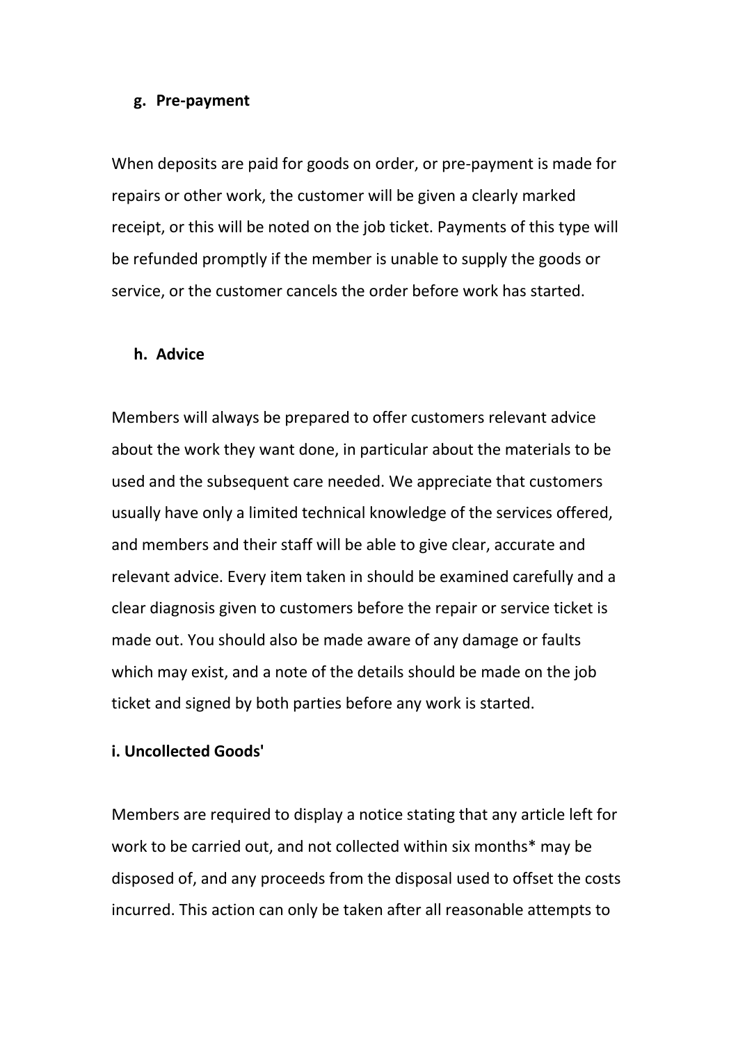### g. Pre-payment

When deposits are paid for goods on order, or pre-payment is made for repairs or other work, the customer will be given a clearly marked receipt, or this will be noted on the job ticket. Payments of this type will be refunded promptly if the member is unable to supply the goods or service, or the customer cancels the order before work has started.

### h. Advice

Members will always be prepared to offer customers relevant advice about the work they want done, in particular about the materials to be used and the subsequent care needed. We appreciate that customers usually have only a limited technical knowledge of the services offered, and members and their staff will be able to give clear, accurate and relevant advice. Every item taken in should be examined carefully and a clear diagnosis given to customers before the repair or service ticket is made out. You should also be made aware of any damage or faults which may exist, and a note of the details should be made on the job ticket and signed by both parties before any work is started.

### i. Uncollected Goods'

Members are required to display a notice stating that any article left for work to be carried out, and not collected within six months* may be disposed of, and any proceeds from the disposal used to offset the costs incurred. This action can only be taken after all reasonable attempts to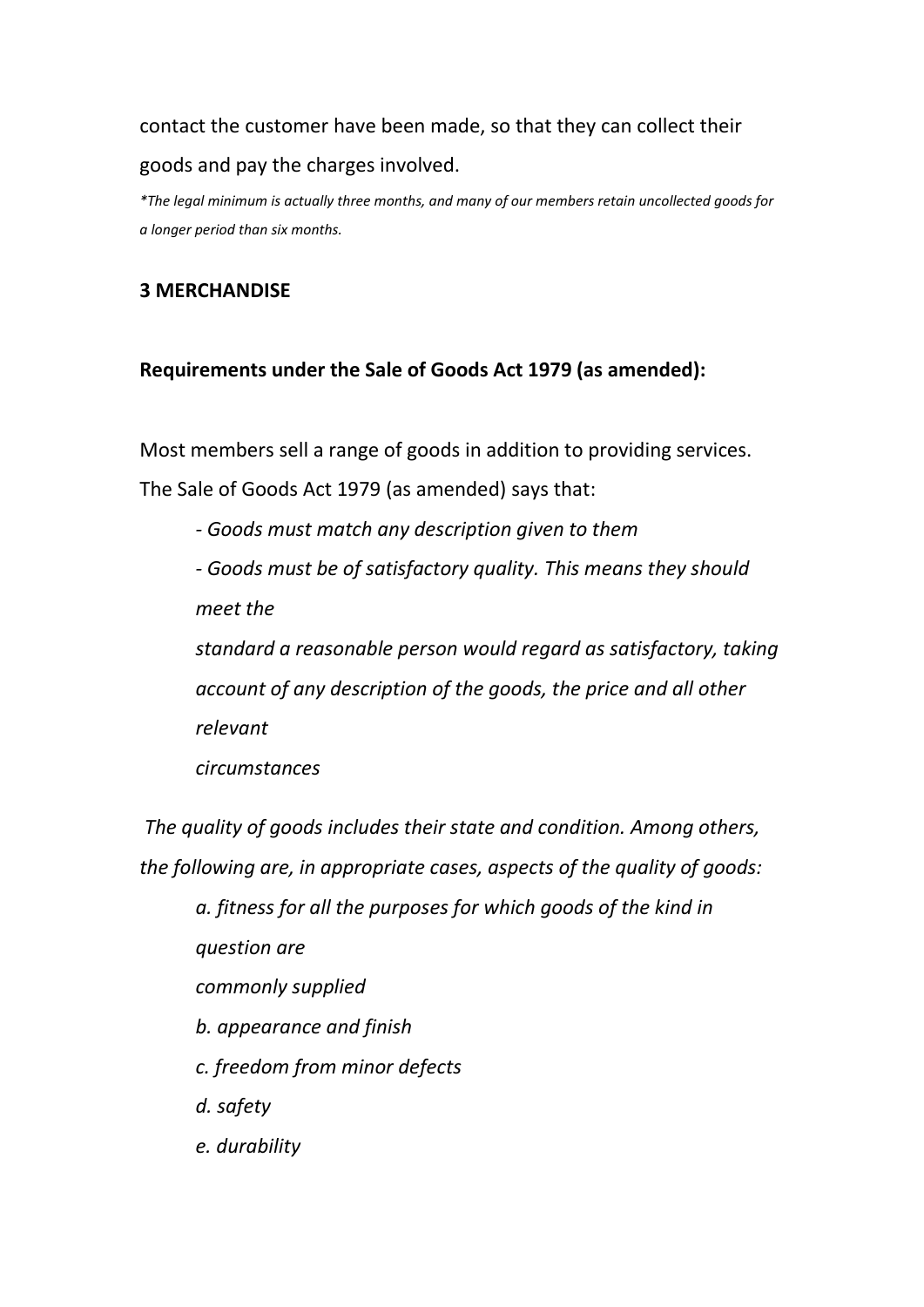contact the customer have been made, so that they can collect their goods and pay the charges involved.

*\*The legal minimum is actually three months, and many of our members retain uncollected goods for a longer period than six months.*

### 3 MERCHANDISE

**Requirements under the Sale of Goods Act 1979 (as amended):**

Most members sell a range of goods in addition to providing services. The Sale of Goods Act 1979 (as amended) says that:

- *Goods must match any description given to them*
- *Goods must be of satisfactory quality. This means they should meet the standard a reasonable person would regard as satisfactory, taking account of any description of the goods, the price and all other relevant circumstances*

*The quality of goods includes their state and condition. Among others, the following are, in appropriate cases, aspects of the quality of goods:*

*a. fitness for all the purposes for which goods of the kind in question are commonly supplied*

*b. appearance and finish*

*c. freedom from minor defects*

*d. safety*

*e. durability*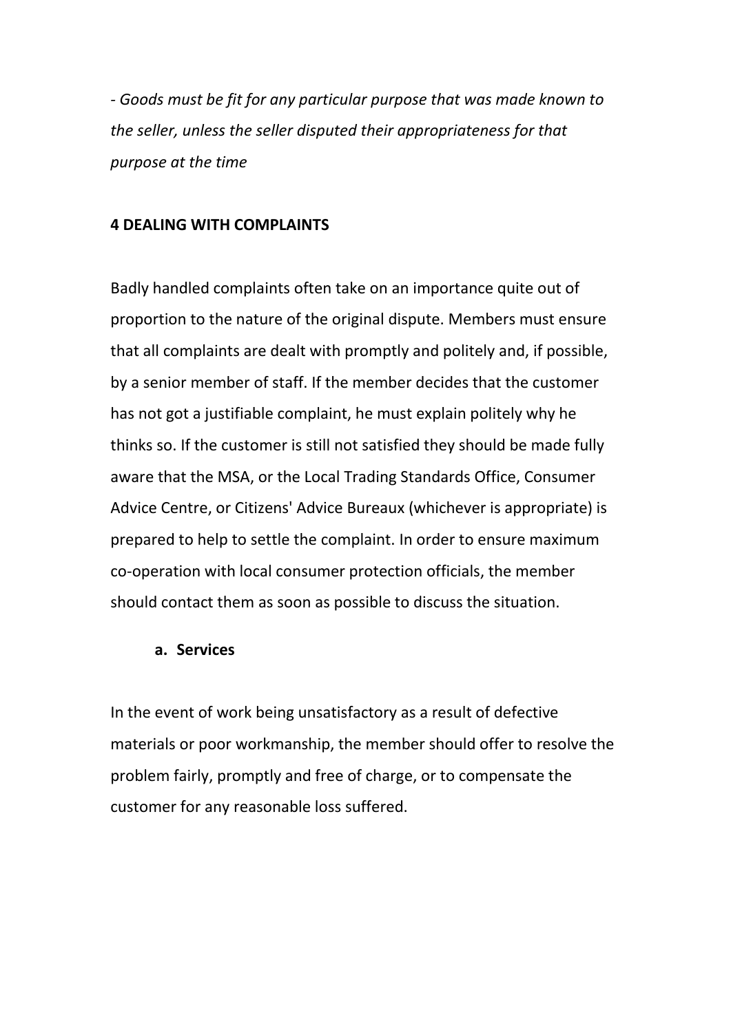- *Goods must be fit for any particular purpose that was made known to the seller, unless the seller disputed their appropriateness for that purpose at the time*

## 4 DEALING WITH COMPLAINTS

Badly handled complaints often take on an importance quite out of proportion to the nature of the original dispute. Members must ensure that all complaints are dealt with promptly and politely and, if possible, by a senior member of staff. If the member decides that the customer has not got a justifiable complaint, he must explain politely why he thinks so. If the customer is still not satisfied they should be made fully aware that the MSA, or the Local Trading Standards Office, Consumer Advice Centre, or Citizens' Advice Bureaux (whichever is appropriate) is prepared to help to settle the complaint. In order to ensure maximum co-operation with local consumer protection officials, the member should contact them as soon as possible to discuss the situation.

### a. Services

In the event of work being unsatisfactory as a result of defective materials or poor workmanship, the member should offer to resolve the problem fairly, promptly and free of charge, or to compensate the customer for any reasonable loss suffered.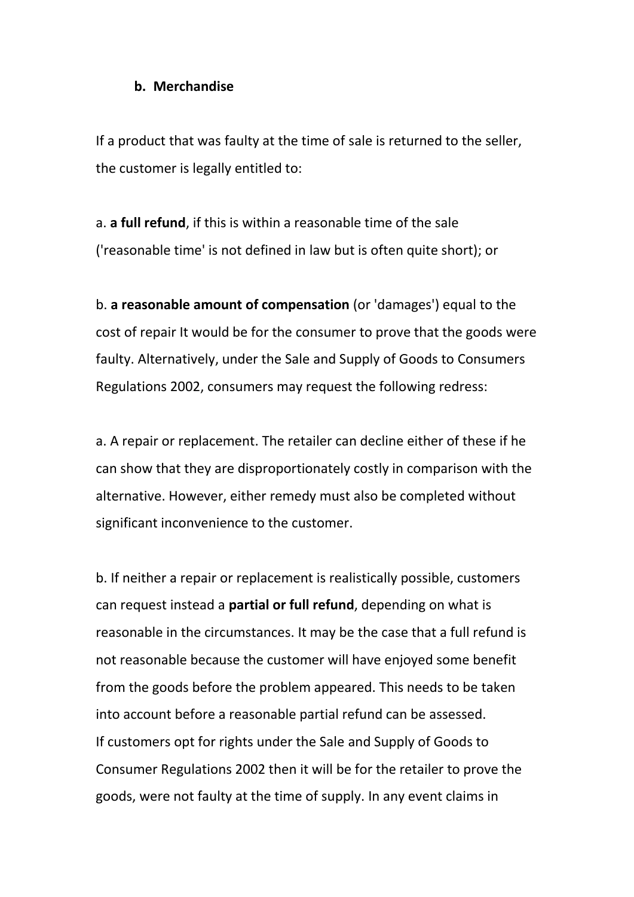**b. Merchandise**

If a product that was faulty at the time of sale is returned to the seller, the customer is legally entitled to:

a. **a full refund**, if this is within a reasonable time of the sale ('reasonable time' is not defined in law but is often quite short); or

b. **a reasonable amount of compensation** (or 'damages') equal to the cost of repair It would be for the consumer to prove that the goods were faulty. Alternatively, under the Sale and Supply of Goods to Consumers Regulations 2002, consumers may request the following redress:

a. A repair or replacement. The retailer can decline either of these if he can show that they are disproportionately costly in comparison with the alternative. However, either remedy must also be completed without significant inconvenience to the customer.

b. If neither a repair or replacement is realistically possible, customers can request instead a **partial or full refund**, depending on what is reasonable in the circumstances. It may be the case that a full refund is not reasonable because the customer will have enjoyed some benefit from the goods before the problem appeared. This needs to be taken into account before a reasonable partial refund can be assessed.
If customers opt for rights under the Sale and Supply of Goods to Consumer Regulations 2002 then it will be for the retailer to prove the goods, were not faulty at the time of supply. In any event claims in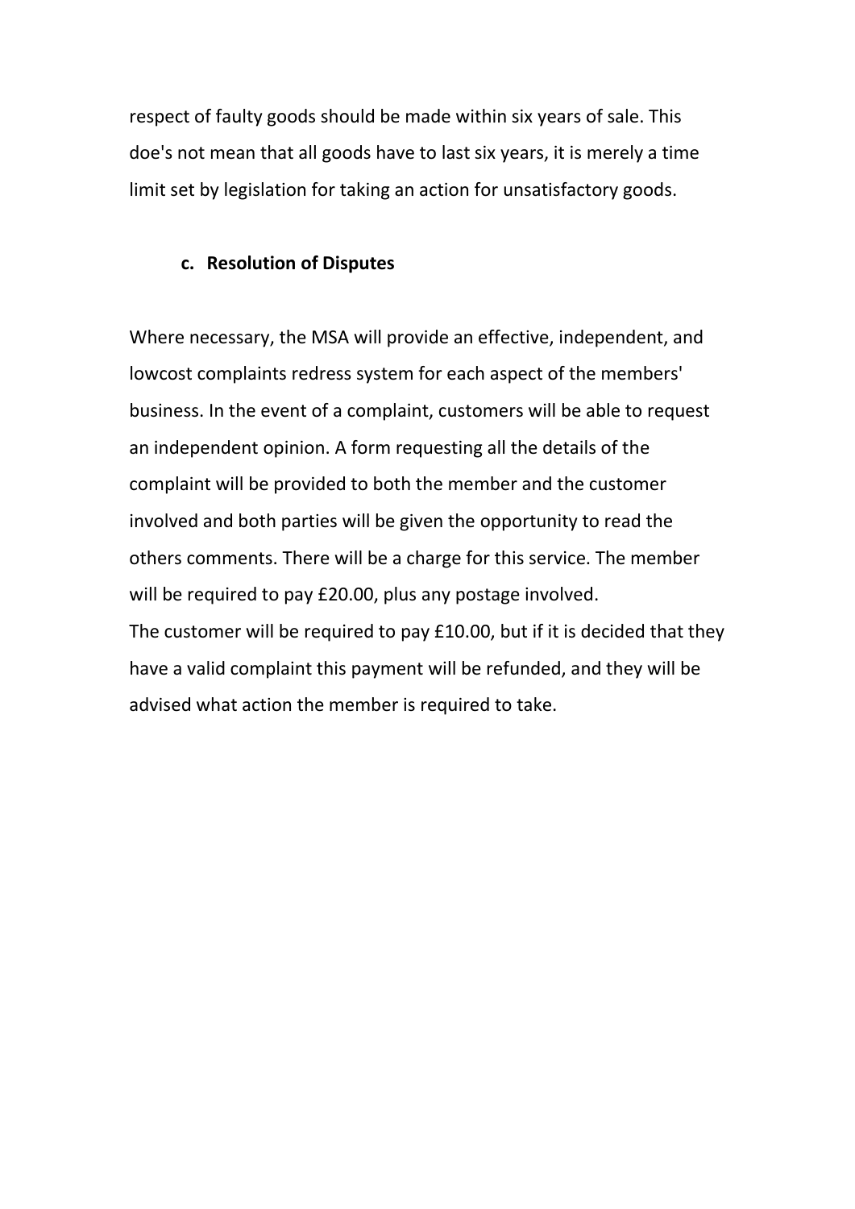respect of faulty goods should be made within six years of sale. This doe's not mean that all goods have to last six years, it is merely a time limit set by legislation for taking an action for unsatisfactory goods.

### c. Resolution of Disputes

Where necessary, the MSA will provide an effective, independent, and lowcost complaints redress system for each aspect of the members' business. In the event of a complaint, customers will be able to request an independent opinion. A form requesting all the details of the complaint will be provided to both the member and the customer involved and both parties will be given the opportunity to read the others comments. There will be a charge for this service. The member will be required to pay £20.00, plus any postage involved.
The customer will be required to pay £10.00, but if it is decided that they have a valid complaint this payment will be refunded, and they will be advised what action the member is required to take.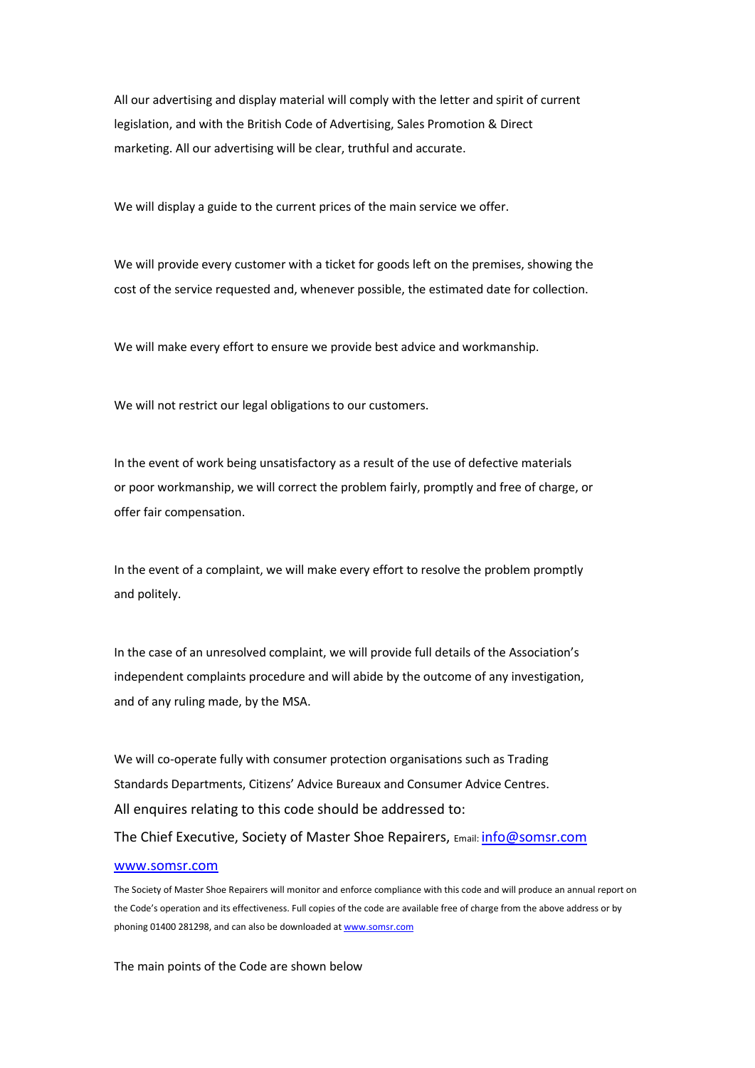All our advertising and display material will comply with the letter and spirit of current legislation, and with the British Code of Advertising, Sales Promotion & Direct marketing. All our advertising will be clear, truthful and accurate.

We will display a guide to the current prices of the main service we offer.

We will provide every customer with a ticket for goods left on the premises, showing the cost of the service requested and, whenever possible, the estimated date for collection.

We will make every effort to ensure we provide best advice and workmanship.

We will not restrict our legal obligations to our customers.

In the event of work being unsatisfactory as a result of the use of defective materials or poor workmanship, we will correct the problem fairly, promptly and free of charge, or offer fair compensation.

In the event of a complaint, we will make every effort to resolve the problem promptly and politely.

In the case of an unresolved complaint, we will provide full details of the Association's independent complaints procedure and will abide by the outcome of any investigation, and of any ruling made, by the MSA.

We will co-operate fully with consumer protection organisations such as Trading Standards Departments, Citizens' Advice Bureaux and Consumer Advice Centres.

All enquires relating to this code should be addressed to:

The Chief Executive, Society of Master Shoe Repairers, Email: info@somsr.com

www.somsr.com

The Society of Master Shoe Repairers will monitor and enforce compliance with this code and will produce an annual report on the Code's operation and its effectiveness. Full copies of the code are available free of charge from the above address or by phoning 01400 281298, and can also be downloaded at www.somsr.com

The main points of the Code are shown below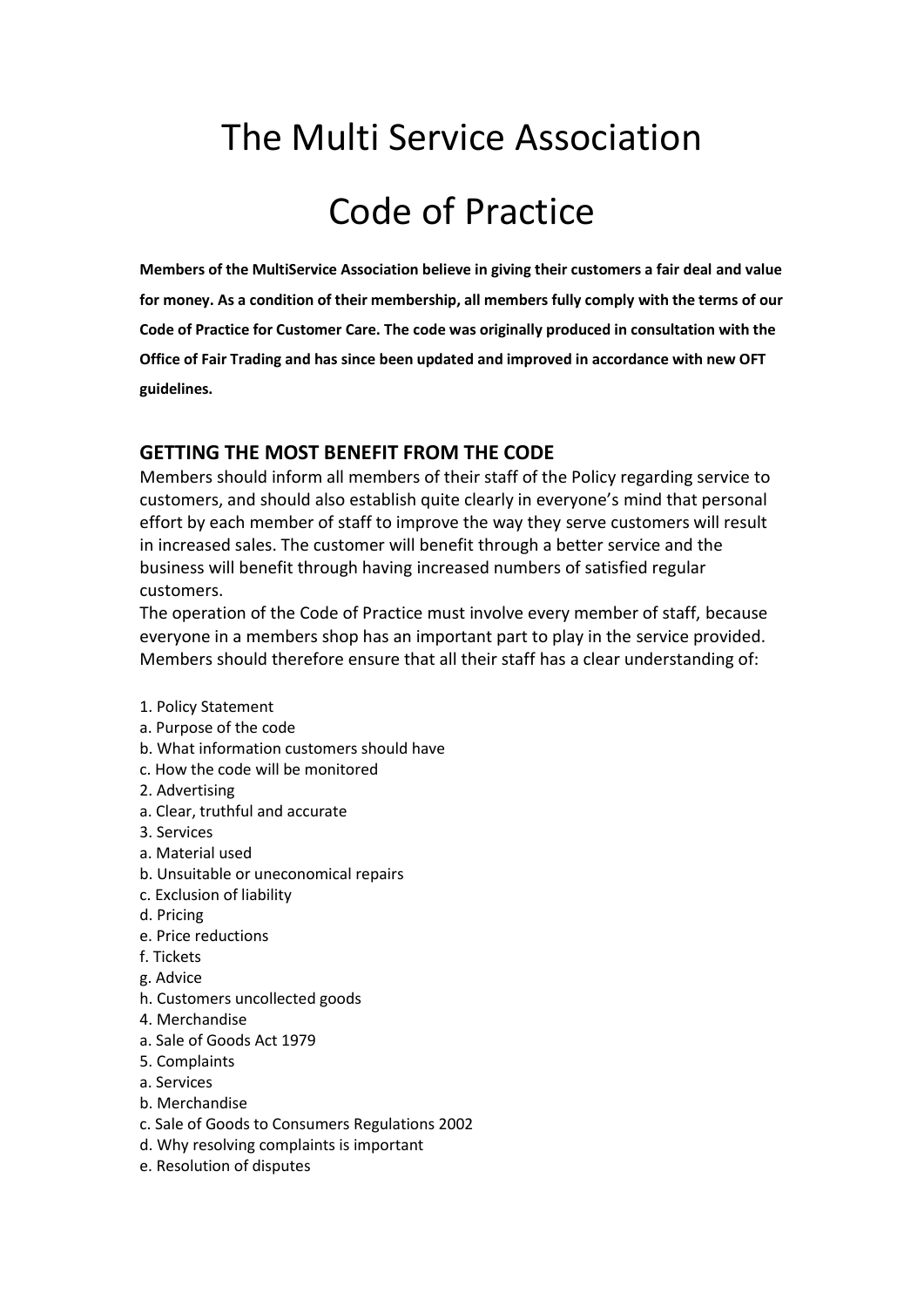# The Multi Service Association

# Code of Practice

**Members of the MultiService Association believe in giving their customers a fair deal and value for money. As a condition of their membership, all members fully comply with the terms of our Code of Practice for Customer Care. The code was originally produced in consultation with the Office of Fair Trading and has since been updated and improved in accordance with new OFT guidelines.**

## GETTING THE MOST BENEFIT FROM THE CODE

Members should inform all members of their staff of the Policy regarding service to customers, and should also establish quite clearly in everyone's mind that personal effort by each member of staff to improve the way they serve customers will result in increased sales. The customer will benefit through a better service and the business will benefit through having increased numbers of satisfied regular customers.

The operation of the Code of Practice must involve every member of staff, because everyone in a members shop has an important part to play in the service provided. Members should therefore ensure that all their staff has a clear understanding of:

1. Policy Statement
a. Purpose of the code
b. What information customers should have
c. How the code will be monitored
2. Advertising
a. Clear, truthful and accurate
3. Services
a. Material used
b. Unsuitable or uneconomical repairs
c. Exclusion of liability
d. Pricing
e. Price reductions
f. Tickets
g. Advice
h. Customers uncollected goods
4. Merchandise
a. Sale of Goods Act 1979
5. Complaints
a. Services
b. Merchandise
c. Sale of Goods to Consumers Regulations 2002
d. Why resolving complaints is important
e. Resolution of disputes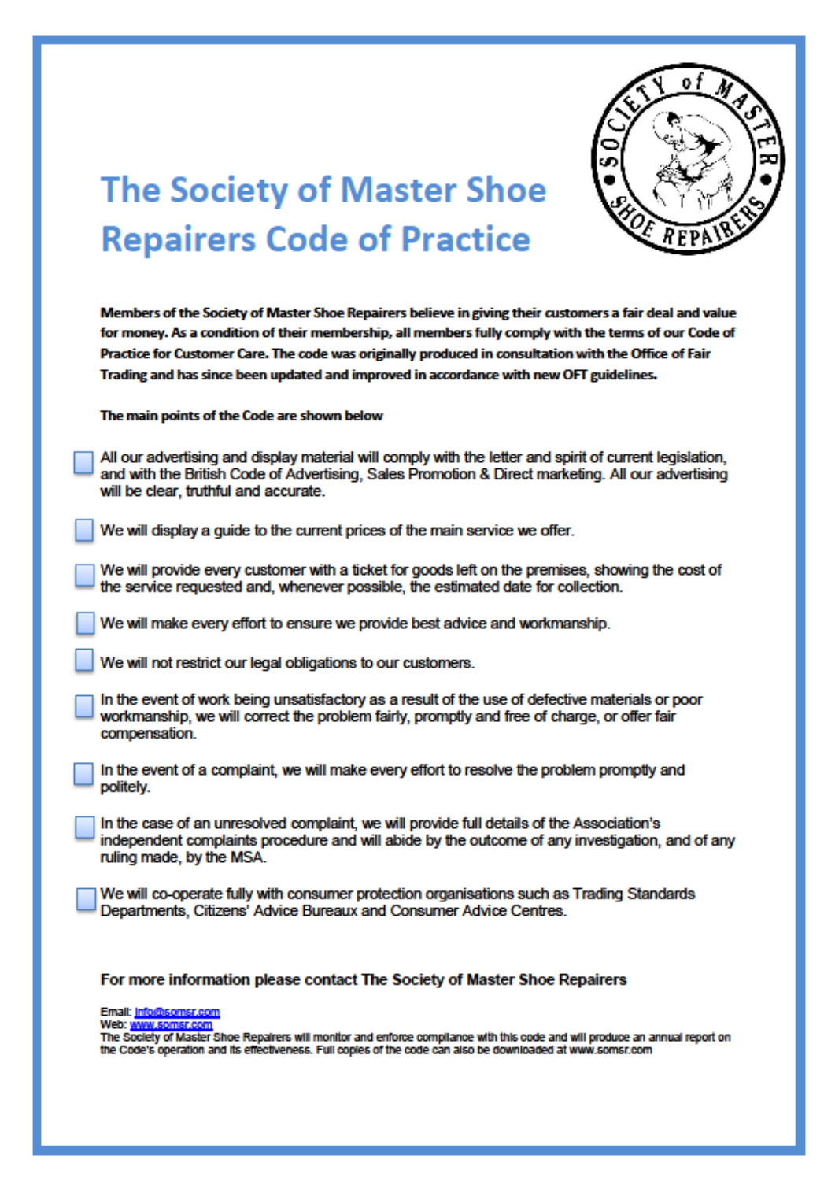# The Society of Master Shoe Repairers Code of Practice

**Members of the Society of Master Shoe Repairers believe in giving their customers a fair deal and value for money. As a condition of their membership, all members fully comply with the terms of our Code of Practice for Customer Care. The code was originally produced in consultation with the Office of Fair Trading and has since been updated and improved in accordance with new OFT guidelines.**

**The main points of the Code are shown below**

- All our advertising and display material will comply with the letter and spirit of current legislation, and with the British Code of Advertising, Sales Promotion & Direct marketing. All our advertising will be clear, truthful and accurate.
- We will display a guide to the current prices of the main service we offer.
- We will provide every customer with a ticket for goods left on the premises, showing the cost of the service requested and, whenever possible, the estimated date for collection.
- We will make every effort to ensure we provide best advice and workmanship.
- We will not restrict our legal obligations to our customers.
- In the event of work being unsatisfactory as a result of the use of defective materials or poor workmanship, we will correct the problem fairly, promptly and free of charge, or offer fair compensation.
- In the event of a complaint, we will make every effort to resolve the problem promptly and politely.
- In the case of an unresolved complaint, we will provide full details of the Association's independent complaints procedure and will abide by the outcome of any investigation, and of any ruling made, by the MSA.
- We will co-operate fully with consumer protection organisations such as Trading Standards Departments, Citizens' Advice Bureaux and Consumer Advice Centres.

**For more information please contact The Society of Master Shoe Repairers**

Email: info@somsr.com
Web: www.somsr.com
The Society of Master Shoe Repairers will monitor and enforce compliance with this code and will produce an annual report on the Code's operation and its effectiveness. Full copies of the code can also be downloaded at www.somsr.com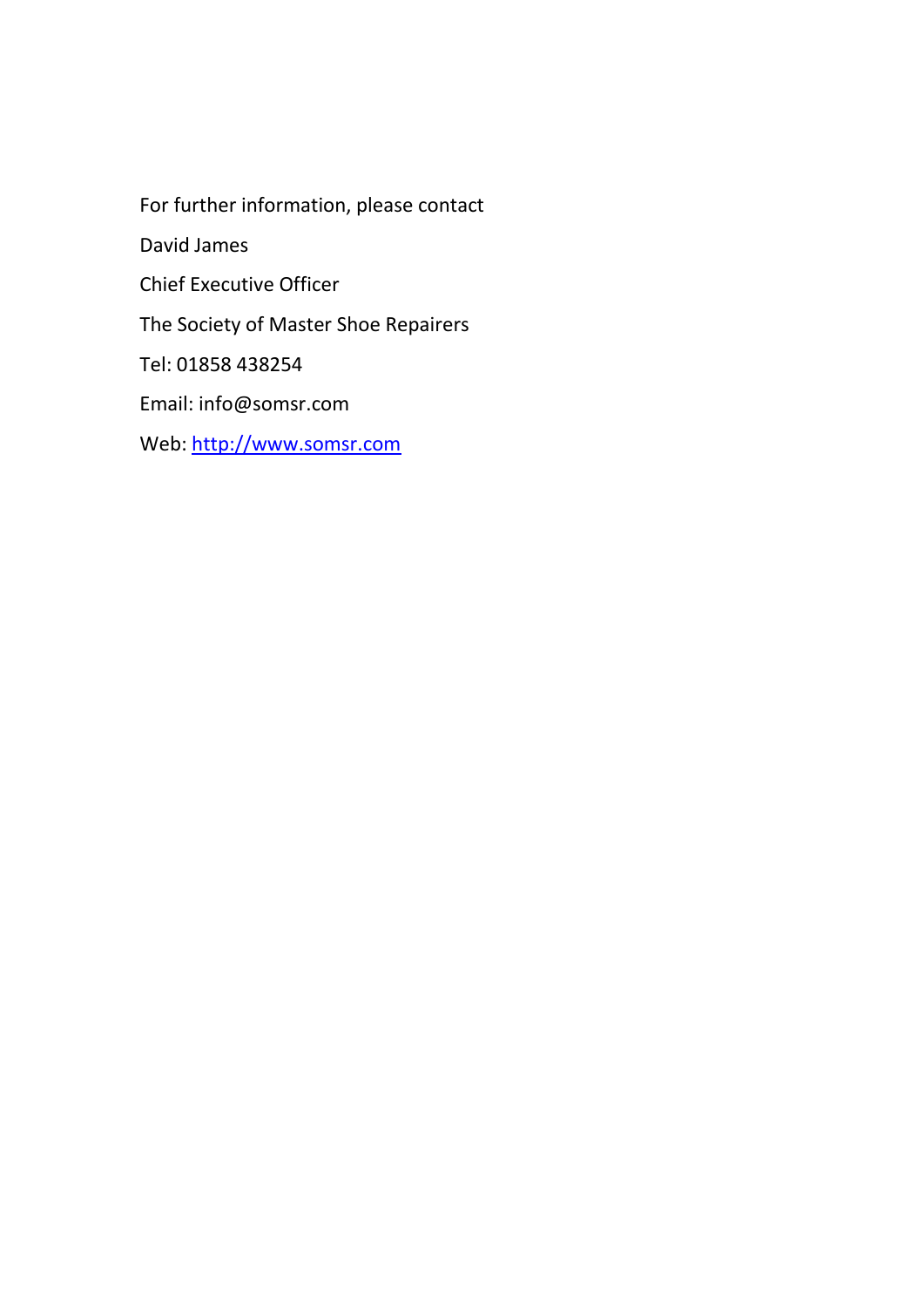For further information, please contact

David James

Chief Executive Officer

The Society of Master Shoe Repairers

Tel: 01858 438254

Email: info@somsr.com

Web: [http://www.somsr.com](http://www.somsr.com)